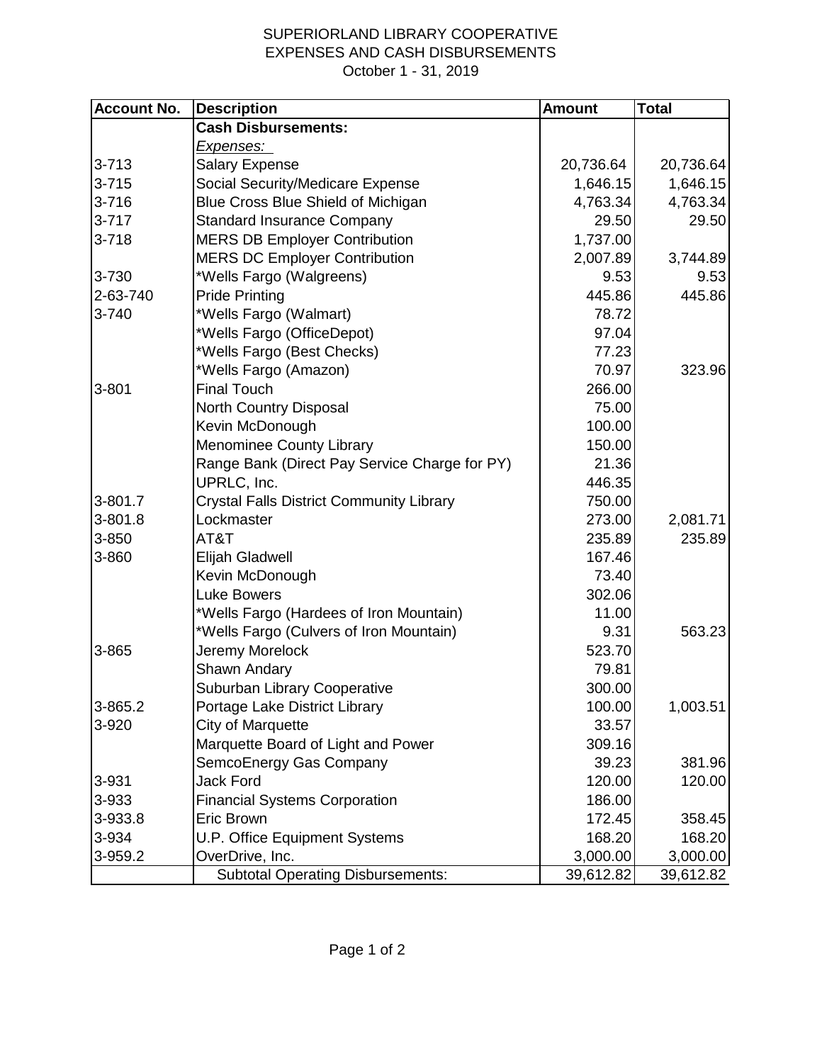# SUPERIORLAND LIBRARY COOPERATIVE
## EXPENSES AND CASH DISBURSEMENTS
October 1 - 31, 2019

| Account No. | Description | Amount | Total |
|---|---|---|---|
| | **Cash Disbursements:** | | |
| | *Expenses:* | | |
| 3-713 | Salary Expense | 20,736.64 | 20,736.64 |
| 3-715 | Social Security/Medicare Expense | 1,646.15 | 1,646.15 |
| 3-716 | Blue Cross Blue Shield of Michigan | 4,763.34 | 4,763.34 |
| 3-717 | Standard Insurance Company | 29.50 | 29.50 |
| 3-718 | MERS DB Employer Contribution | 1,737.00 | |
| | MERS DC Employer Contribution | 2,007.89 | 3,744.89 |
| 3-730 | *Wells Fargo (Walgreens) | 9.53 | 9.53 |
| 2-63-740 | Pride Printing | 445.86 | 445.86 |
| 3-740 | *Wells Fargo (Walmart) | 78.72 | |
| | *Wells Fargo (OfficeDepot) | 97.04 | |
| | *Wells Fargo (Best Checks) | 77.23 | |
| | *Wells Fargo (Amazon) | 70.97 | 323.96 |
| 3-801 | Final Touch | 266.00 | |
| | North Country Disposal | 75.00 | |
| | Kevin McDonough | 100.00 | |
| | Menominee County Library | 150.00 | |
| | Range Bank (Direct Pay Service Charge for PY) | 21.36 | |
| | UPRLC, Inc. | 446.35 | |
| 3-801.7 | Crystal Falls District Community Library | 750.00 | |
| 3-801.8 | Lockmaster | 273.00 | 2,081.71 |
| 3-850 | AT&T | 235.89 | 235.89 |
| 3-860 | Elijah Gladwell | 167.46 | |
| | Kevin McDonough | 73.40 | |
| | Luke Bowers | 302.06 | |
| | *Wells Fargo (Hardees of Iron Mountain) | 11.00 | |
| | *Wells Fargo (Culvers of Iron Mountain) | 9.31 | 563.23 |
| 3-865 | Jeremy Morelock | 523.70 | |
| | Shawn Andary | 79.81 | |
| | Suburban Library Cooperative | 300.00 | |
| 3-865.2 | Portage Lake District Library | 100.00 | 1,003.51 |
| 3-920 | City of Marquette | 33.57 | |
| | Marquette Board of Light and Power | 309.16 | |
| | SemcoEnergy Gas Company | 39.23 | 381.96 |
| 3-931 | Jack Ford | 120.00 | 120.00 |
| 3-933 | Financial Systems Corporation | 186.00 | |
| 3-933.8 | Eric Brown | 172.45 | 358.45 |
| 3-934 | U.P. Office Equipment Systems | 168.20 | 168.20 |
| 3-959.2 | OverDrive, Inc. | 3,000.00 | 3,000.00 |
| | Subtotal Operating Disbursements: | 39,612.82 | 39,612.82 |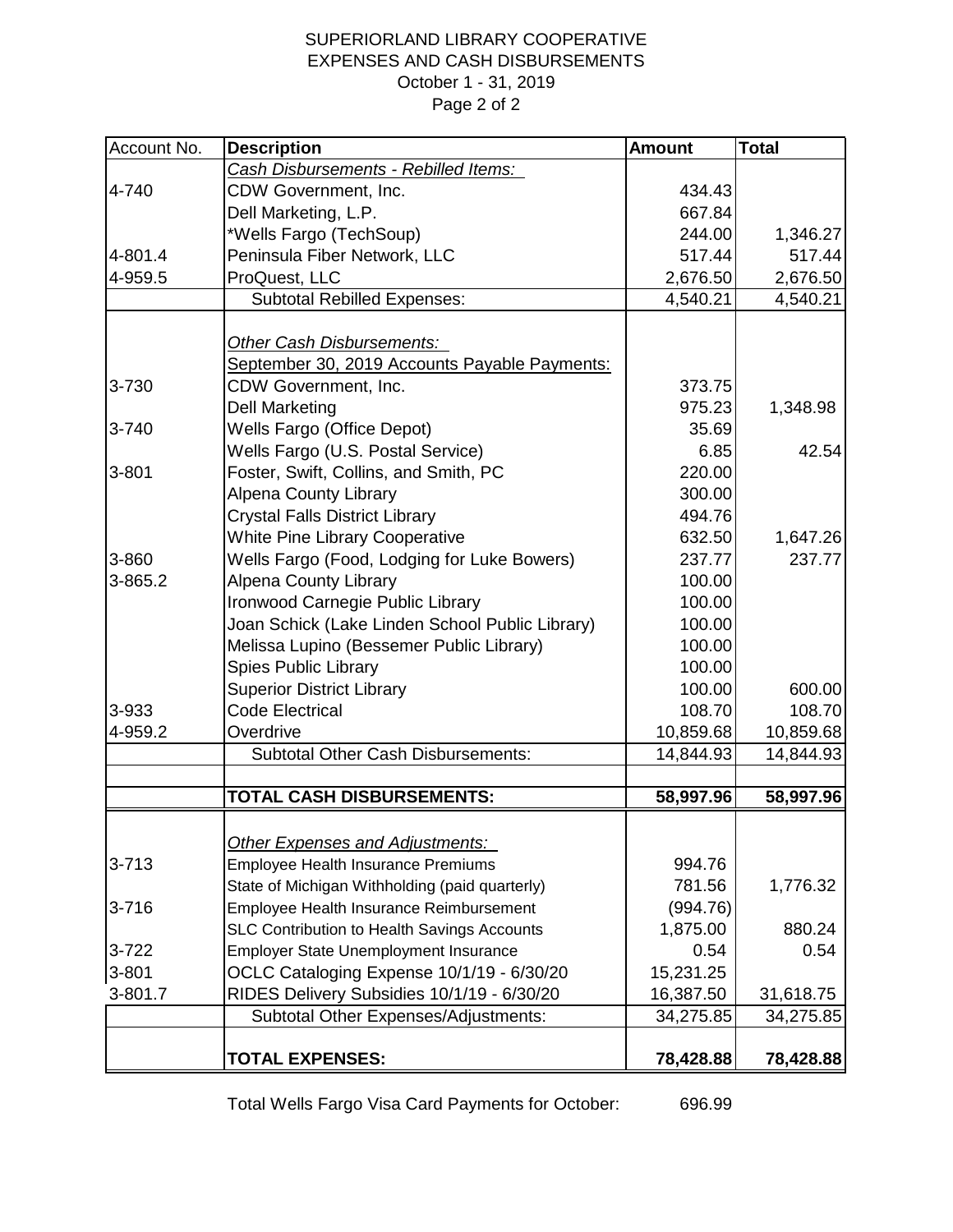SUPERIORLAND LIBRARY COOPERATIVE
EXPENSES AND CASH DISBURSEMENTS
October 1 - 31, 2019

| Account No. | Description | Amount | Total |
|---|---|---|---|
| | *Cash Disbursements - Rebilled Items:* | | |
| 4-740 | CDW Government, Inc. | 434.43 | |
| | Dell Marketing, L.P. | 667.84 | |
| | *Wells Fargo (TechSoup) | 244.00 | 1,346.27 |
| 4-801.4 | Peninsula Fiber Network, LLC | 517.44 | 517.44 |
| 4-959.5 | ProQuest, LLC | 2,676.50 | 2,676.50 |
| | Subtotal Rebilled Expenses: | 4,540.21 | 4,540.21 |
| | | | |
| | *Other Cash Disbursements:* | | |
| | September 30, 2019 Accounts Payable Payments: | | |
| 3-730 | CDW Government, Inc. | 373.75 | |
| | Dell Marketing | 975.23 | 1,348.98 |
| 3-740 | Wells Fargo (Office Depot) | 35.69 | |
| | Wells Fargo (U.S. Postal Service) | 6.85 | 42.54 |
| 3-801 | Foster, Swift, Collins, and Smith, PC | 220.00 | |
| | Alpena County Library | 300.00 | |
| | Crystal Falls District Library | 494.76 | |
| | White Pine Library Cooperative | 632.50 | 1,647.26 |
| 3-860 | Wells Fargo (Food, Lodging for Luke Bowers) | 237.77 | 237.77 |
| 3-865.2 | Alpena County Library | 100.00 | |
| | Ironwood Carnegie Public Library | 100.00 | |
| | Joan Schick (Lake Linden School Public Library) | 100.00 | |
| | Melissa Lupino (Bessemer Public Library) | 100.00 | |
| | Spies Public Library | 100.00 | |
| | Superior District Library | 100.00 | 600.00 |
| 3-933 | Code Electrical | 108.70 | 108.70 |
| 4-959.2 | Overdrive | 10,859.68 | 10,859.68 |
| | Subtotal Other Cash Disbursements: | 14,844.93 | 14,844.93 |
| | | | |
| | **TOTAL CASH DISBURSEMENTS:** | **58,997.96** | **58,997.96** |
| | | | |
| | *Other Expenses and Adjustments:* | | |
| 3-713 | Employee Health Insurance Premiums | 994.76 | |
| | State of Michigan Withholding (paid quarterly) | 781.56 | 1,776.32 |
| 3-716 | Employee Health Insurance Reimbursement | (994.76) | |
| | SLC Contribution to Health Savings Accounts | 1,875.00 | 880.24 |
| 3-722 | Employer State Unemployment Insurance | 0.54 | 0.54 |
| 3-801 | OCLC Cataloging Expense 10/1/19 - 6/30/20 | 15,231.25 | |
| 3-801.7 | RIDES Delivery Subsidies 10/1/19 - 6/30/20 | 16,387.50 | 31,618.75 |
| | Subtotal Other Expenses/Adjustments: | 34,275.85 | 34,275.85 |
| | | | |
| | **TOTAL EXPENSES:** | **78,428.88** | **78,428.88** |

Total Wells Fargo Visa Card Payments for October: 696.99